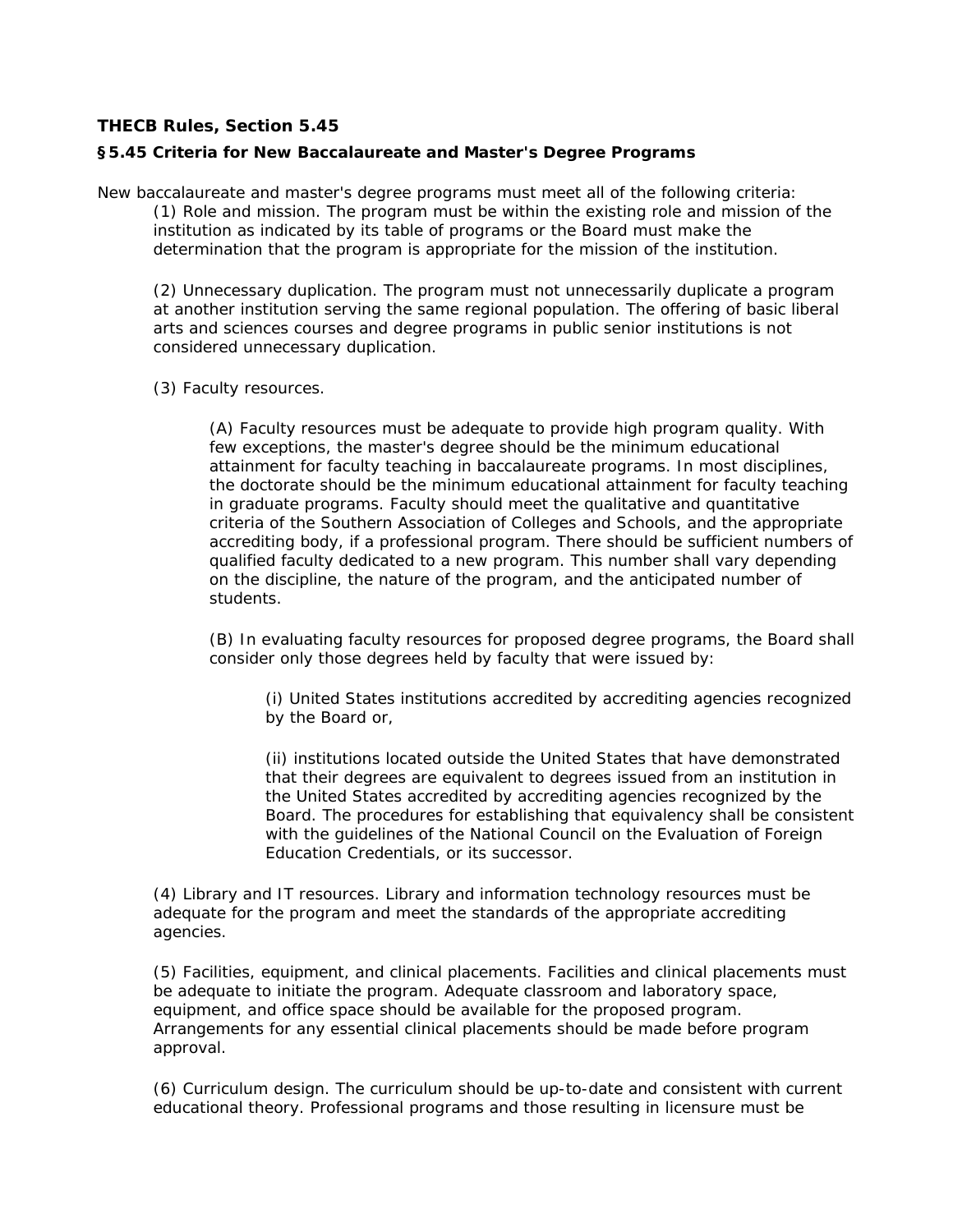**THECB Rules, Section 5.45**

**§5.45 Criteria for New Baccalaureate and Master's Degree Programs**

New baccalaureate and master's degree programs must meet all of the following criteria:

(1) Role and mission. The program must be within the existing role and mission of the institution as indicated by its table of programs or the Board must make the determination that the program is appropriate for the mission of the institution.

(2) Unnecessary duplication. The program must not unnecessarily duplicate a program at another institution serving the same regional population. The offering of basic liberal arts and sciences courses and degree programs in public senior institutions is not considered unnecessary duplication.

(3) Faculty resources.

(A) Faculty resources must be adequate to provide high program quality. With few exceptions, the master's degree should be the minimum educational attainment for faculty teaching in baccalaureate programs. In most disciplines, the doctorate should be the minimum educational attainment for faculty teaching in graduate programs. Faculty should meet the qualitative and quantitative criteria of the Southern Association of Colleges and Schools, and the appropriate accrediting body, if a professional program. There should be sufficient numbers of qualified faculty dedicated to a new program. This number shall vary depending on the discipline, the nature of the program, and the anticipated number of students.

(B) In evaluating faculty resources for proposed degree programs, the Board shall consider only those degrees held by faculty that were issued by:

(i) United States institutions accredited by accrediting agencies recognized by the Board or,

(ii) institutions located outside the United States that have demonstrated that their degrees are equivalent to degrees issued from an institution in the United States accredited by accrediting agencies recognized by the Board. The procedures for establishing that equivalency shall be consistent with the guidelines of the National Council on the Evaluation of Foreign Education Credentials, or its successor.

(4) Library and IT resources. Library and information technology resources must be adequate for the program and meet the standards of the appropriate accrediting agencies.

(5) Facilities, equipment, and clinical placements. Facilities and clinical placements must be adequate to initiate the program. Adequate classroom and laboratory space, equipment, and office space should be available for the proposed program. Arrangements for any essential clinical placements should be made before program approval.

(6) Curriculum design. The curriculum should be up-to-date and consistent with current educational theory. Professional programs and those resulting in licensure must be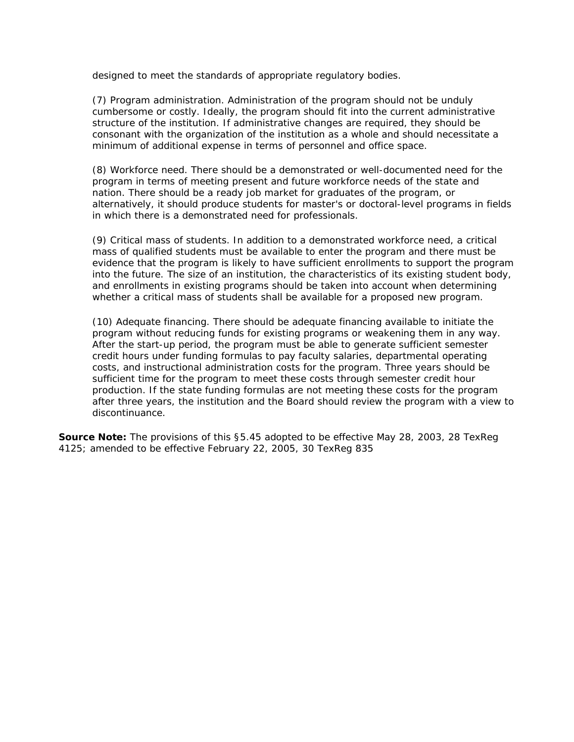designed to meet the standards of appropriate regulatory bodies.

(7) Program administration. Administration of the program should not be unduly cumbersome or costly. Ideally, the program should fit into the current administrative structure of the institution. If administrative changes are required, they should be consonant with the organization of the institution as a whole and should necessitate a minimum of additional expense in terms of personnel and office space.

(8) Workforce need. There should be a demonstrated or well-documented need for the program in terms of meeting present and future workforce needs of the state and nation. There should be a ready job market for graduates of the program, or alternatively, it should produce students for master's or doctoral-level programs in fields in which there is a demonstrated need for professionals.

(9) Critical mass of students. In addition to a demonstrated workforce need, a critical mass of qualified students must be available to enter the program and there must be evidence that the program is likely to have sufficient enrollments to support the program into the future. The size of an institution, the characteristics of its existing student body, and enrollments in existing programs should be taken into account when determining whether a critical mass of students shall be available for a proposed new program.

(10) Adequate financing. There should be adequate financing available to initiate the program without reducing funds for existing programs or weakening them in any way. After the start-up period, the program must be able to generate sufficient semester credit hours under funding formulas to pay faculty salaries, departmental operating costs, and instructional administration costs for the program. Three years should be sufficient time for the program to meet these costs through semester credit hour production. If the state funding formulas are not meeting these costs for the program after three years, the institution and the Board should review the program with a view to discontinuance.

**Source Note:** The provisions of this §5.45 adopted to be effective May 28, 2003, 28 TexReg 4125; amended to be effective February 22, 2005, 30 TexReg 835